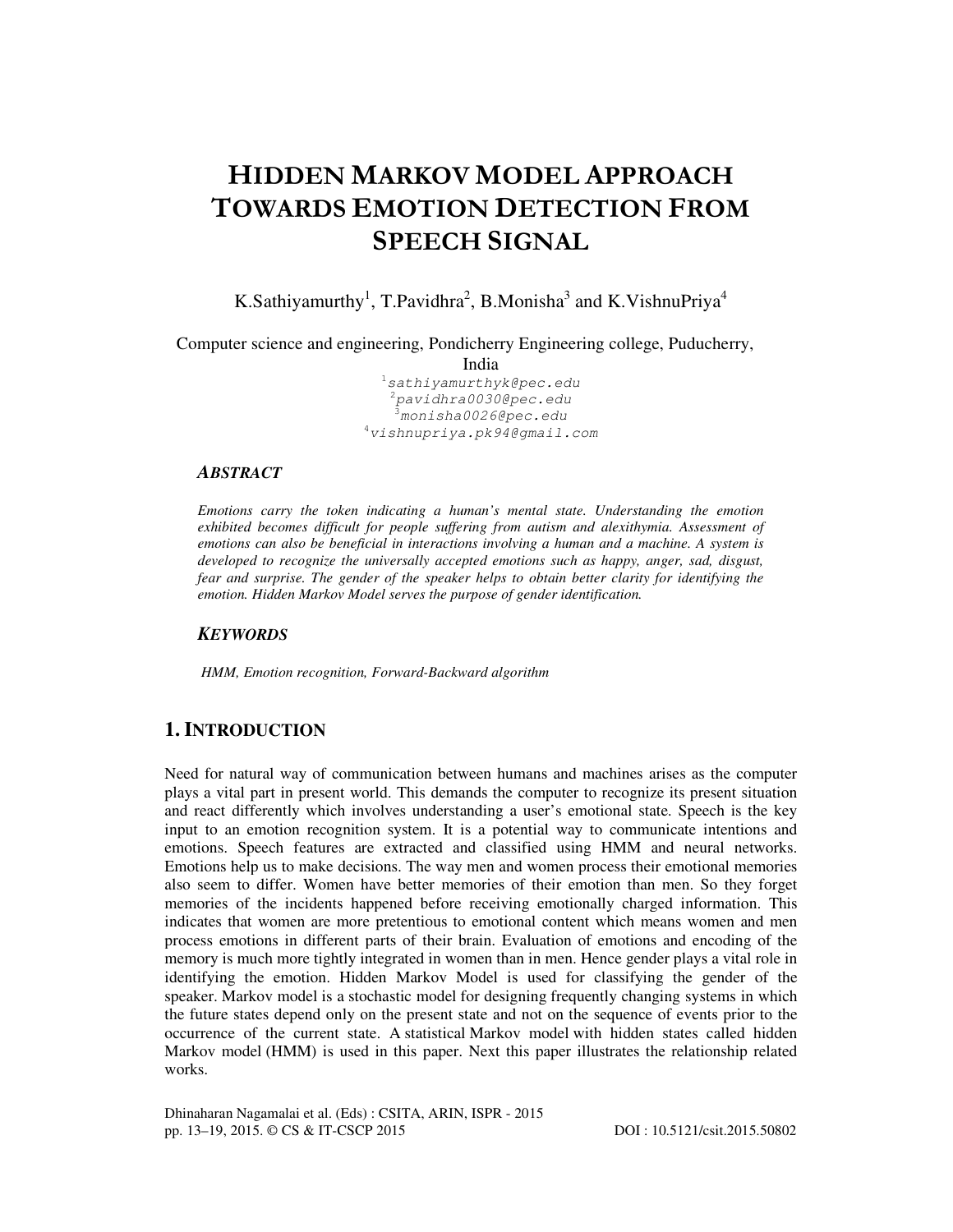# HIDDEN MARKOV MODEL APPROACH TOWARDS EMOTION DETECTION FROM SPEECH SIGNAL

K.Sathiyamurthy[1], T.Pavidhra[2], B.Monisha[3] and K.VishnuPriya[4]

Computer science and engineering, Pondicherry Engineering college, Puducherry, India

[1]sathiyamurthyk@pec.edu
[2]pavidhra0030@pec.edu
[3]monisha0026@pec.edu
[4]vishnupriya.pk94@gmail.com

### *ABSTRACT*

*Emotions carry the token indicating a human's mental state. Understanding the emotion exhibited becomes difficult for people suffering from autism and alexithymia. Assessment of emotions can also be beneficial in interactions involving a human and a machine. A system is developed to recognize the universally accepted emotions such as happy, anger, sad, disgust, fear and surprise. The gender of the speaker helps to obtain better clarity for identifying the emotion. Hidden Markov Model serves the purpose of gender identification.*

### *KEYWORDS*

*HMM, Emotion recognition, Forward-Backward algorithm*

## 1. INTRODUCTION

Need for natural way of communication between humans and machines arises as the computer plays a vital part in present world. This demands the computer to recognize its present situation and react differently which involves understanding a user's emotional state. Speech is the key input to an emotion recognition system. It is a potential way to communicate intentions and emotions. Speech features are extracted and classified using HMM and neural networks. Emotions help us to make decisions. The way men and women process their emotional memories also seem to differ. Women have better memories of their emotion than men. So they forget memories of the incidents happened before receiving emotionally charged information. This indicates that women are more pretentious to emotional content which means women and men process emotions in different parts of their brain. Evaluation of emotions and encoding of the memory is much more tightly integrated in women than in men. Hence gender plays a vital role in identifying the emotion. Hidden Markov Model is used for classifying the gender of the speaker. Markov model is a stochastic model for designing frequently changing systems in which the future states depend only on the present state and not on the sequence of events prior to the occurrence of the current state. A statistical Markov model with hidden states called hidden Markov model (HMM) is used in this paper. Next this paper illustrates the relationship related works.

Dhinaharan Nagamalai et al. (Eds) : CSITA, ARIN, ISPR - 2015
pp. 13–19, 2015. © CS & IT-CSCP 2015 DOI : 10.5121/csit.2015.50802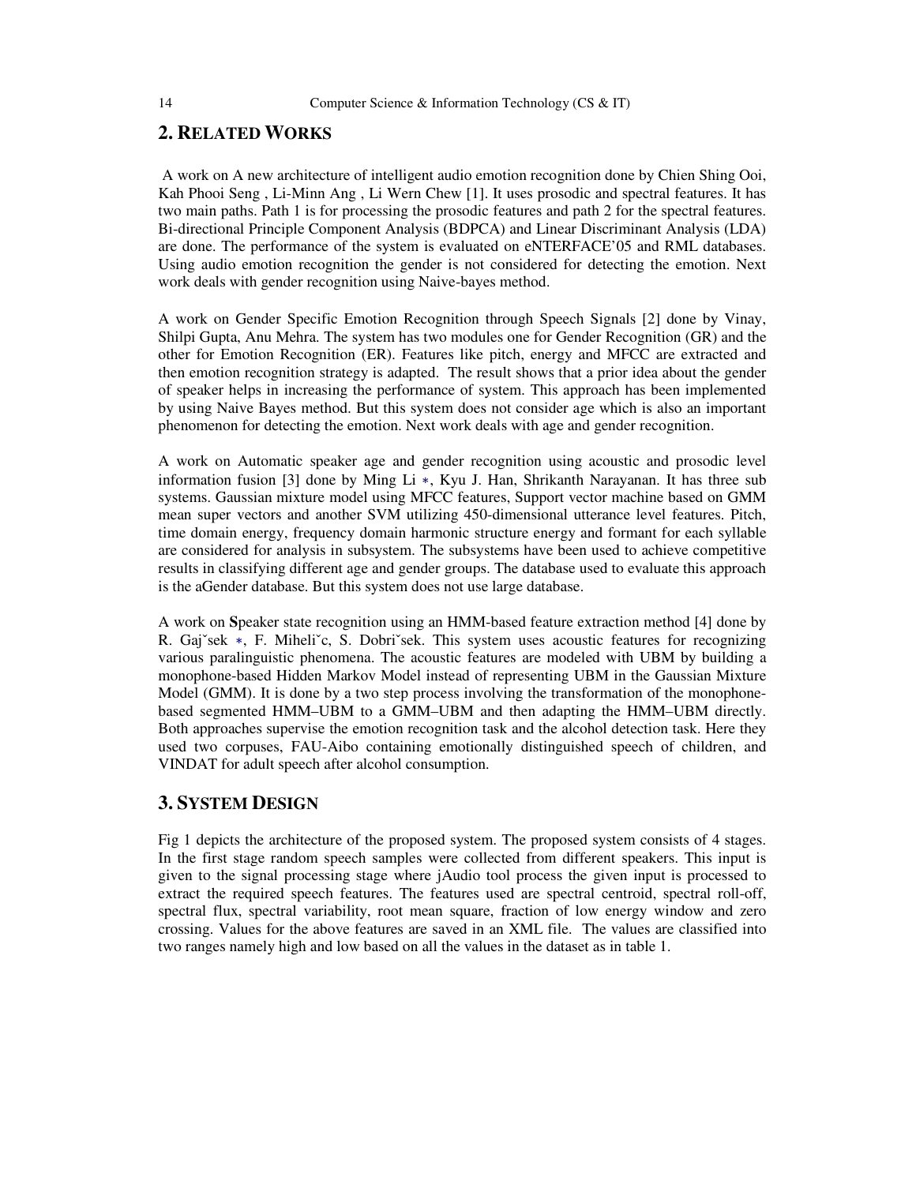## 2. RELATED WORKS

A work on A new architecture of intelligent audio emotion recognition done by Chien Shing Ooi, Kah Phooi Seng , Li-Minn Ang , Li Wern Chew [1]. It uses prosodic and spectral features. It has two main paths. Path 1 is for processing the prosodic features and path 2 for the spectral features. Bi-directional Principle Component Analysis (BDPCA) and Linear Discriminant Analysis (LDA) are done. The performance of the system is evaluated on eNTERFACE'05 and RML databases. Using audio emotion recognition the gender is not considered for detecting the emotion. Next work deals with gender recognition using Naive-bayes method.

A work on Gender Specific Emotion Recognition through Speech Signals [2] done by Vinay, Shilpi Gupta, Anu Mehra. The system has two modules one for Gender Recognition (GR) and the other for Emotion Recognition (ER). Features like pitch, energy and MFCC are extracted and then emotion recognition strategy is adapted. The result shows that a prior idea about the gender of speaker helps in increasing the performance of system. This approach has been implemented by using Naive Bayes method. But this system does not consider age which is also an important phenomenon for detecting the emotion. Next work deals with age and gender recognition.

A work on Automatic speaker age and gender recognition using acoustic and prosodic level information fusion [3] done by Ming Li *, Kyu J. Han, Shrikanth Narayanan. It has three sub systems. Gaussian mixture model using MFCC features, Support vector machine based on GMM mean super vectors and another SVM utilizing 450-dimensional utterance level features. Pitch, time domain energy, frequency domain harmonic structure energy and formant for each syllable are considered for analysis in subsystem. The subsystems have been used to achieve competitive results in classifying different age and gender groups. The database used to evaluate this approach is the aGender database. But this system does not use large database.

A work on **S**peaker state recognition using an HMM-based feature extraction method [4] done by R. Gajˇsek *, F. Miheliˇc, S. Dobriˇsek. This system uses acoustic features for recognizing various paralinguistic phenomena. The acoustic features are modeled with UBM by building a monophone-based Hidden Markov Model instead of representing UBM in the Gaussian Mixture Model (GMM). It is done by a two step process involving the transformation of the monophone-based segmented HMM–UBM to a GMM–UBM and then adapting the HMM–UBM directly. Both approaches supervise the emotion recognition task and the alcohol detection task. Here they used two corpuses, FAU-Aibo containing emotionally distinguished speech of children, and VINDAT for adult speech after alcohol consumption.

## 3. SYSTEM DESIGN

Fig 1 depicts the architecture of the proposed system. The proposed system consists of 4 stages. In the first stage random speech samples were collected from different speakers. This input is given to the signal processing stage where jAudio tool process the given input is processed to extract the required speech features. The features used are spectral centroid, spectral roll-off, spectral flux, spectral variability, root mean square, fraction of low energy window and zero crossing. Values for the above features are saved in an XML file. The values are classified into two ranges namely high and low based on all the values in the dataset as in table 1.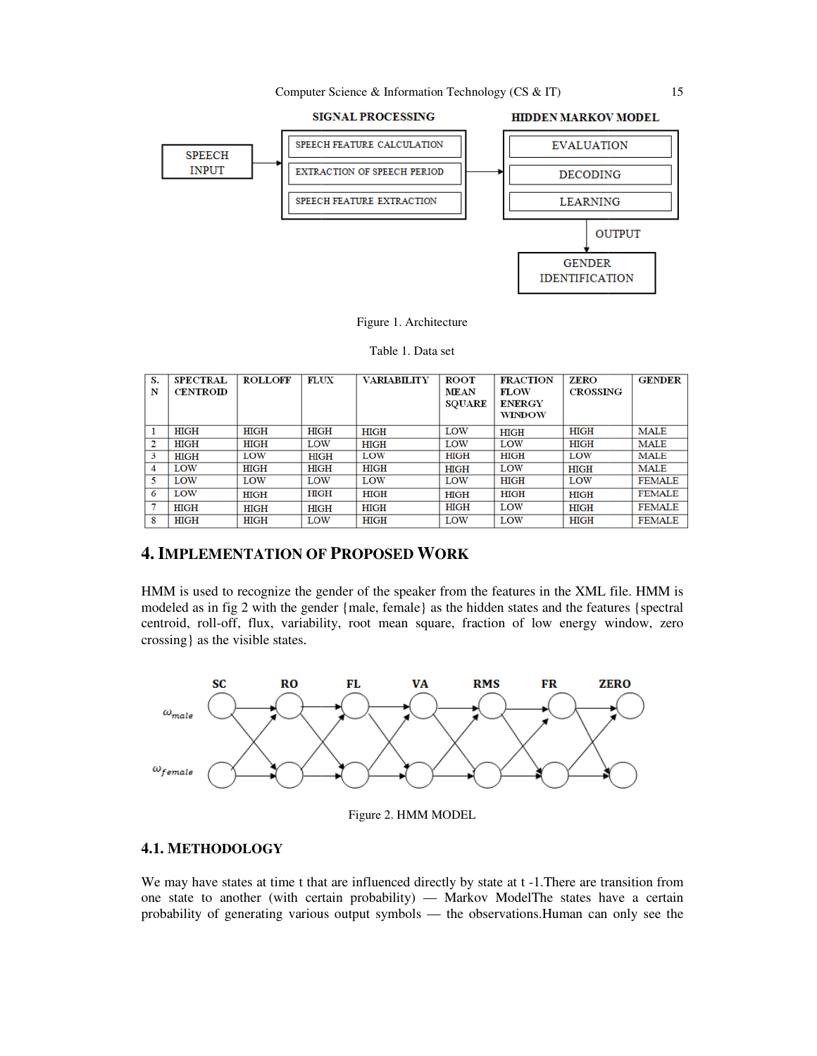Figure 1. Architecture

Table 1. Data set

| S. N | SPECTRAL CENTROID | ROLLOFF | FLUX | VARIABILITY | ROOT MEAN SQUARE | FRACTION FLOW ENERGY WINDOW | ZERO CROSSING | GENDER |
|---|---|---|---|---|---|---|---|---|
| 1 | HIGH | HIGH | HIGH | HIGH | LOW | HIGH | HIGH | MALE |
| 2 | HIGH | HIGH | LOW | HIGH | LOW | LOW | HIGH | MALE |
| 3 | HIGH | LOW | HIGH | LOW | HIGH | HIGH | LOW | MALE |
| 4 | LOW | HIGH | HIGH | HIGH | HIGH | LOW | HIGH | MALE |
| 5 | LOW | LOW | LOW | LOW | LOW | HIGH | LOW | FEMALE |
| 6 | LOW | HIGH | HIGH | HIGH | HIGH | HIGH | HIGH | FEMALE |
| 7 | HIGH | HIGH | HIGH | HIGH | HIGH | LOW | HIGH | FEMALE |
| 8 | HIGH | HIGH | LOW | HIGH | LOW | LOW | HIGH | FEMALE |

## 4. IMPLEMENTATION OF PROPOSED WORK

HMM is used to recognize the gender of the speaker from the features in the XML file. HMM is modeled as in fig 2 with the gender {male, female} as the hidden states and the features {spectral centroid, roll-off, flux, variability, root mean square, fraction of low energy window, zero crossing} as the visible states.

Figure 2. HMM MODEL

### 4.1. METHODOLOGY

We may have states at time t that are influenced directly by state at t -1.There are transition from one state to another (with certain probability) — Markov ModelThe states have a certain probability of generating various output symbols — the observations.Human can only see the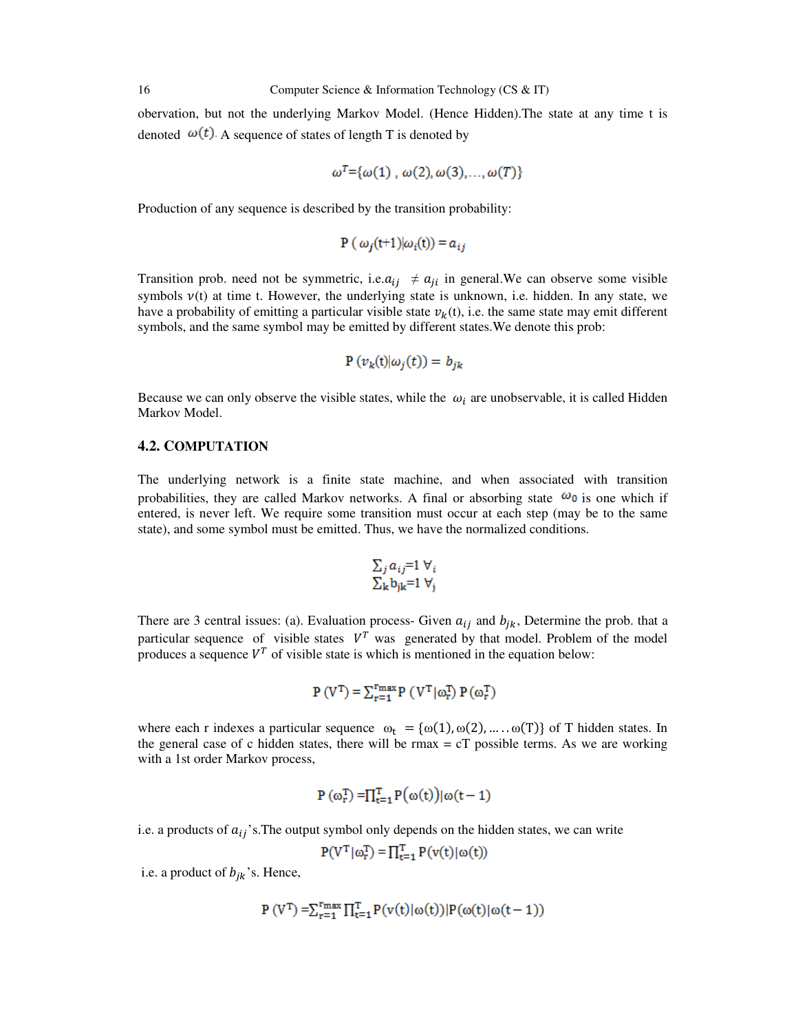obervation, but not the underlying Markov Model. (Hence Hidden).The state at any time t is denoted $\omega(t)$. A sequence of states of length T is denoted by

$$\omega^T=\{\omega(1)\ ,\ \omega(2), \omega(3),\ldots, \omega(T)\}$$

Production of any sequence is described by the transition probability:

$$\mathrm{P}\ (\ \omega_j(\mathrm{t}{+}1)|\omega_i(\mathrm{t})) = a_{ij}$$

Transition prob. need not be symmetric, i.e.$a_{ij}\ \neq a_{ji}$ in general.We can observe some visible symbols $v$(t) at time t. However, the underlying state is unknown, i.e. hidden. In any state, we have a probability of emitting a particular visible state $v_k$(t), i.e. the same state may emit different symbols, and the same symbol may be emitted by different states.We denote this prob:

$$\mathrm{P}\ (v_k(\mathrm{t})|\omega_j(t)) =\ b_{jk}$$

Because we can only observe the visible states, while the $\omega_i$ are unobservable, it is called Hidden Markov Model.

## 4.2. COMPUTATION

The underlying network is a finite state machine, and when associated with transition probabilities, they are called Markov networks. A final or absorbing state $\omega_0$ is one which if entered, is never left. We require some transition must occur at each step (may be to the same state), and some symbol must be emitted. Thus, we have the normalized conditions.

$$\sum_j a_{ij}{=}1\ \forall_i$$
$$\sum_k \mathrm{b}_{jk}{=}1\ \forall_j$$

There are 3 central issues: (a). Evaluation process- Given $a_{ij}$ and $b_{jk}$, Determine the prob. that a particular sequence of visible states $V^T$ was generated by that model. Problem of the model produces a sequence $V^T$ of visible state is which is mentioned in the equation below:

$$\mathrm{P}\ (\mathrm{V^T}) = \sum_{r=1}^{r_{max}} \mathrm{P}\ (\mathrm{V^T}|\omega_r^T)\ \mathrm{P}\ (\omega_r^T)$$

where each r indexes a particular sequence $\omega_t\ = \{\omega(1), \omega(2), \ldots \ldots \omega(\mathrm{T})\}$ of T hidden states. In the general case of c hidden states, there will be rmax = cT possible terms. As we are working with a 1st order Markov process,

$$\mathrm{P}\ (\omega_r^T) = \prod_{t=1}^{T} \mathrm{P}\big(\omega(\mathrm{t})\big)|\omega(\mathrm{t}-1)$$

i.e. a products of $a_{ij}$'s.The output symbol only depends on the hidden states, we can write

$$\mathrm{P}(\mathrm{V^T}|\omega_r^T) = \prod_{t=1}^{T} \mathrm{P}(\mathrm{v(t)}|\omega(\mathrm{t}))$$

i.e. a product of $b_{jk}$'s. Hence,

$$\mathrm{P}\ (\mathrm{V^T}) = \sum_{r=1}^{r_{max}} \prod_{t=1}^{T} \mathrm{P}(\mathrm{v(t)}|\omega(\mathrm{t}))|\mathrm{P}(\omega(\mathrm{t})|\omega(\mathrm{t}-1))$$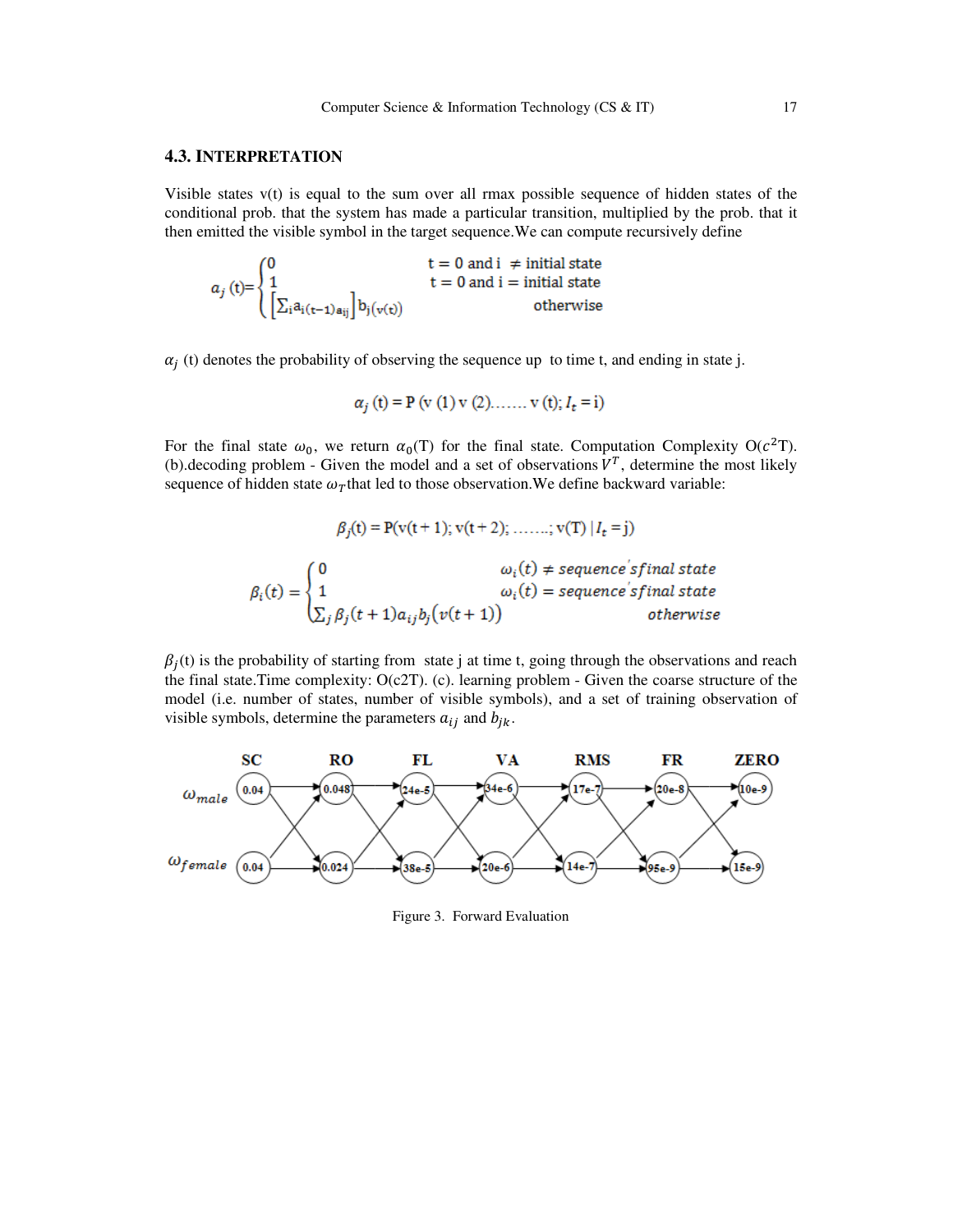### 4.3. INTERPRETATION

Visible states v(t) is equal to the sum over all rmax possible sequence of hidden states of the conditional prob. that the system has made a particular transition, multiplied by the prob. that it then emitted the visible symbol in the target sequence.We can compute recursively define

$$a_j(t) = \begin{cases} 0 & t = 0 \text{ and } i \neq \text{initial state} \\ 1 & t = 0 \text{ and } i = \text{initial state} \\ \left[\sum_i a_{i(t-1)a_{ij}}\right] b_{j(v(t))} & \text{otherwise} \end{cases}$$

$\alpha_j$ (t) denotes the probability of observing the sequence up to time t, and ending in state j.

$$\alpha_j(t) = P(v(1)\, v(2) \ldots\ldots v(t);\, I_t = i)$$

For the final state $\omega_0$, we return $\alpha_0(T)$ for the final state. Computation Complexity O($c^2$T). (b).decoding problem - Given the model and a set of observations $V^T$, determine the most likely sequence of hidden state $\omega_T$that led to those observation.We define backward variable:

$$\beta_j(t) = P(v(t+1);\, v(t+2);\, \ldots\ldots;\, v(T) \mid I_t = j)$$

$$\beta_i(t) = \begin{cases} 0 & \omega_i(t) \neq sequence's final state \\ 1 & \omega_i(t) = sequence's final state \\ \sum_j \beta_j(t+1) a_{ij} b_j(v(t+1)) & otherwise \end{cases}$$

$\beta_j$(t) is the probability of starting from state j at time t, going through the observations and reach the final state.Time complexity: O(c2T). (c). learning problem - Given the coarse structure of the model (i.e. number of states, number of visible symbols), and a set of training observation of visible symbols, determine the parameters $a_{ij}$ and $b_{jk}$.

| | SC | RO | FL | VA | RMS | FR | ZERO |
|---|---|---|---|---|---|---|---|
| $\omega_{male}$ | 0.04 | 0.048 | 24e-5 | 34e-6 | 17e-7 | 20e-8 | 10e-9 |
| $\omega_{female}$ | 0.04 | 0.024 | 38e-5 | 20e-6 | 14e-7 | 95e-9 | 15e-9 |

Figure 3. Forward Evaluation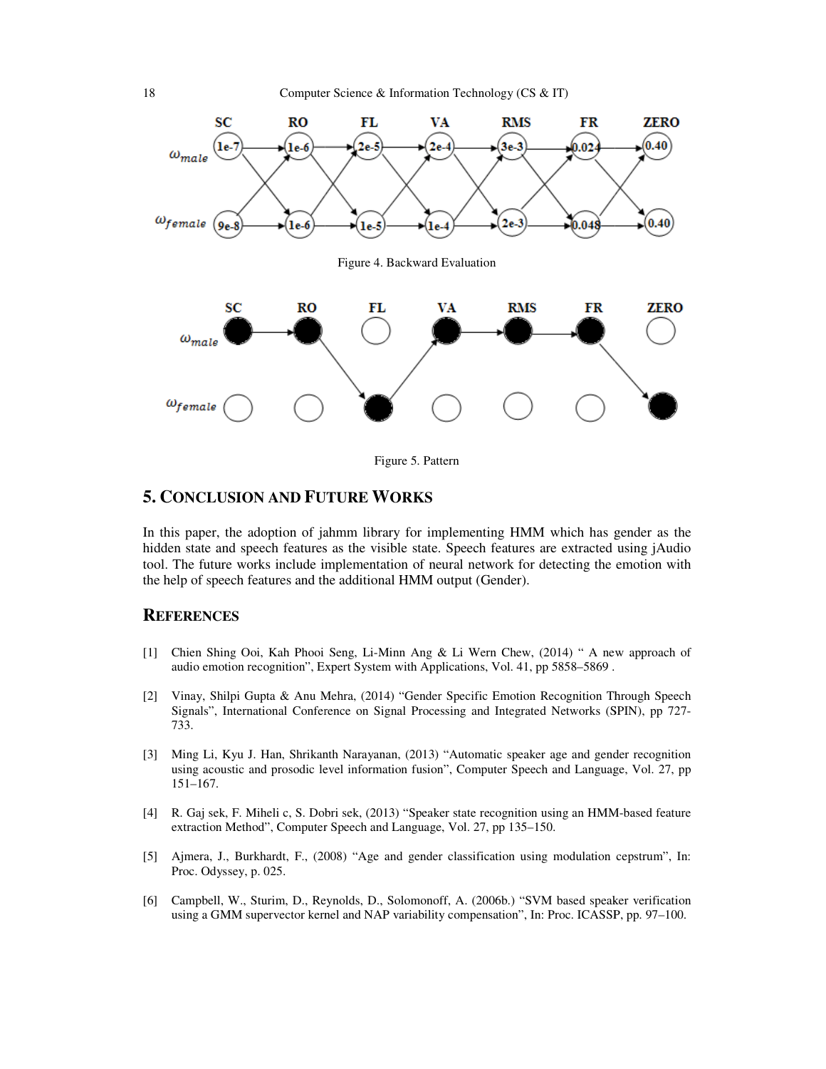Figure 4. Backward Evaluation

Figure 5. Pattern

## 5. CONCLUSION AND FUTURE WORKS

In this paper, the adoption of jahmm library for implementing HMM which has gender as the hidden state and speech features as the visible state. Speech features are extracted using jAudio tool. The future works include implementation of neural network for detecting the emotion with the help of speech features and the additional HMM output (Gender).

## REFERENCES

[1] Chien Shing Ooi, Kah Phooi Seng, Li-Minn Ang & Li Wern Chew, (2014) " A new approach of audio emotion recognition", Expert System with Applications, Vol. 41, pp 5858–5869 .

[2] Vinay, Shilpi Gupta & Anu Mehra, (2014) "Gender Specific Emotion Recognition Through Speech Signals", International Conference on Signal Processing and Integrated Networks (SPIN), pp 727-733.

[3] Ming Li, Kyu J. Han, Shrikanth Narayanan, (2013) "Automatic speaker age and gender recognition using acoustic and prosodic level information fusion", Computer Speech and Language, Vol. 27, pp 151–167.

[4] R. Gaj sek, F. Miheli c, S. Dobri sek, (2013) "Speaker state recognition using an HMM-based feature extraction Method", Computer Speech and Language, Vol. 27, pp 135–150.

[5] Ajmera, J., Burkhardt, F., (2008) "Age and gender classification using modulation cepstrum", In: Proc. Odyssey, p. 025.

[6] Campbell, W., Sturim, D., Reynolds, D., Solomonoff, A. (2006b.) "SVM based speaker verification using a GMM supervector kernel and NAP variability compensation", In: Proc. ICASSP, pp. 97–100.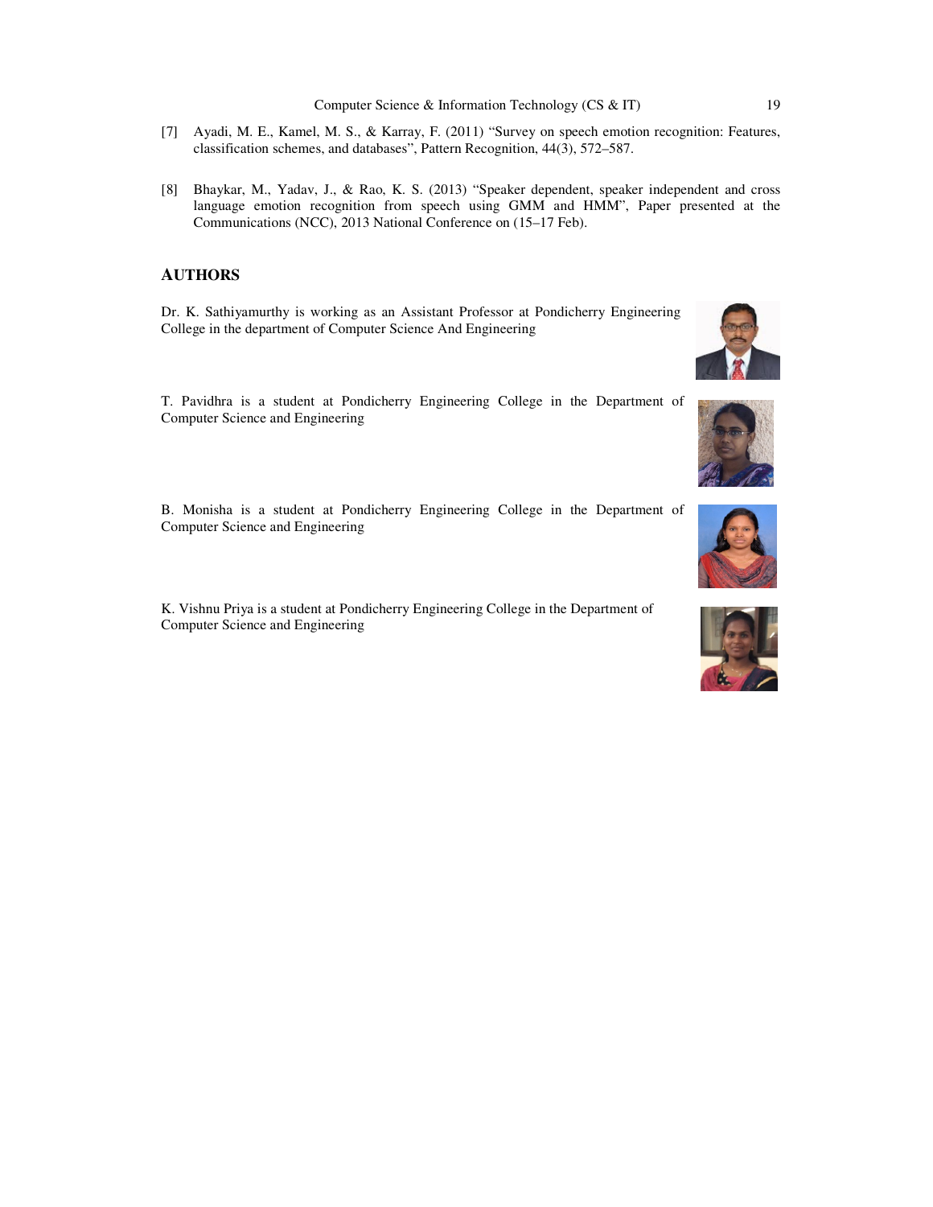[7] Ayadi, M. E., Kamel, M. S., & Karray, F. (2011) "Survey on speech emotion recognition: Features, classification schemes, and databases", Pattern Recognition, 44(3), 572–587.

[8] Bhaykar, M., Yadav, J., & Rao, K. S. (2013) "Speaker dependent, speaker independent and cross language emotion recognition from speech using GMM and HMM", Paper presented at the Communications (NCC), 2013 National Conference on (15–17 Feb).

## AUTHORS

Dr. K. Sathiyamurthy is working as an Assistant Professor at Pondicherry Engineering College in the department of Computer Science And Engineering

T. Pavidhra is a student at Pondicherry Engineering College in the Department of Computer Science and Engineering

B. Monisha is a student at Pondicherry Engineering College in the Department of Computer Science and Engineering

K. Vishnu Priya is a student at Pondicherry Engineering College in the Department of Computer Science and Engineering